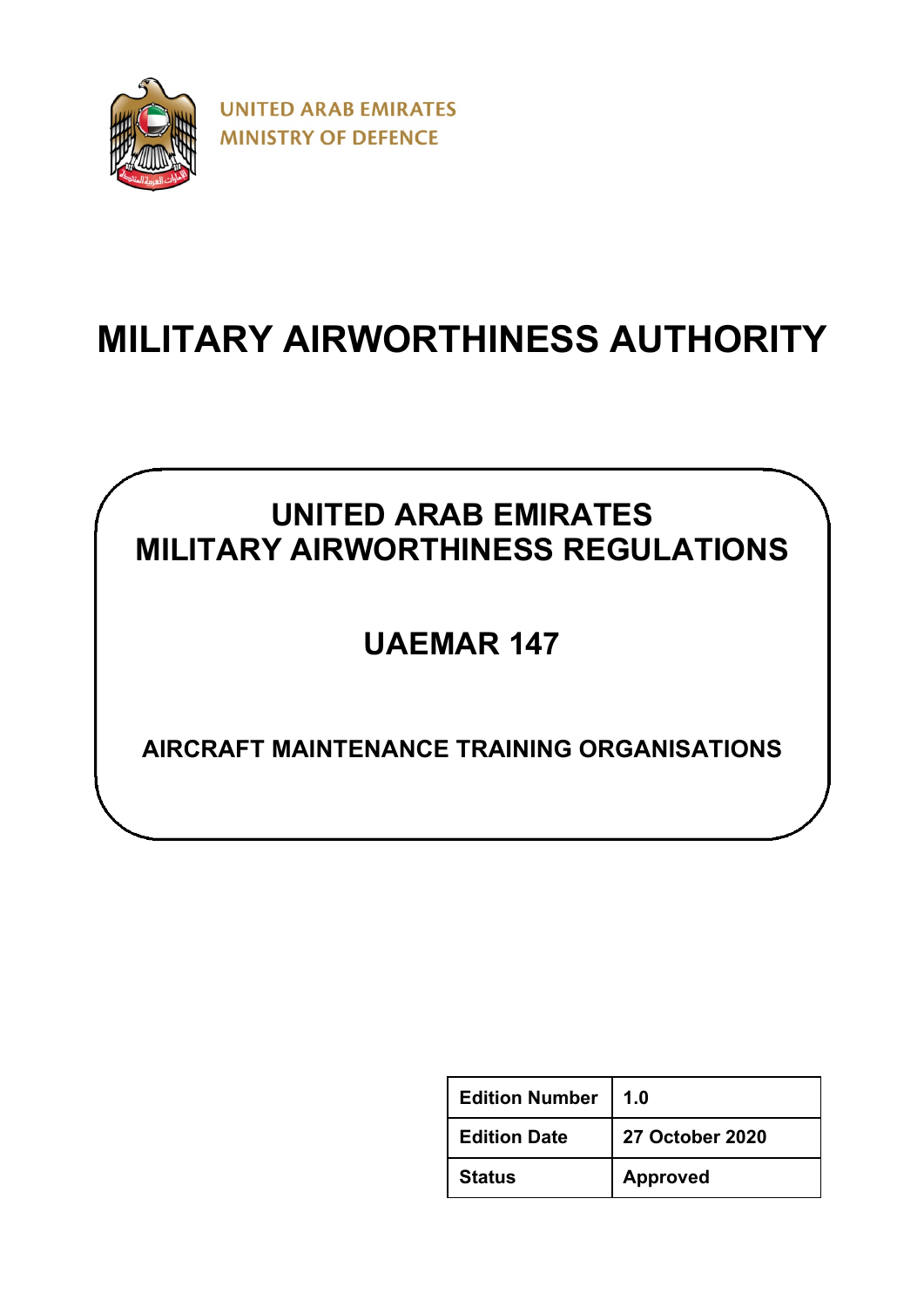UNITED ARAB EMIRATES
MINISTRY OF DEFENCE

# MILITARY AIRWORTHINESS AUTHORITY

## UNITED ARAB EMIRATES MILITARY AIRWORTHINESS REGULATIONS

## UAEMAR 147

### AIRCRAFT MAINTENANCE TRAINING ORGANISATIONS

| | |
|---|---|
| **Edition Number** | **1.0** |
| **Edition Date** | **27 October 2020** |
| **Status** | **Approved** |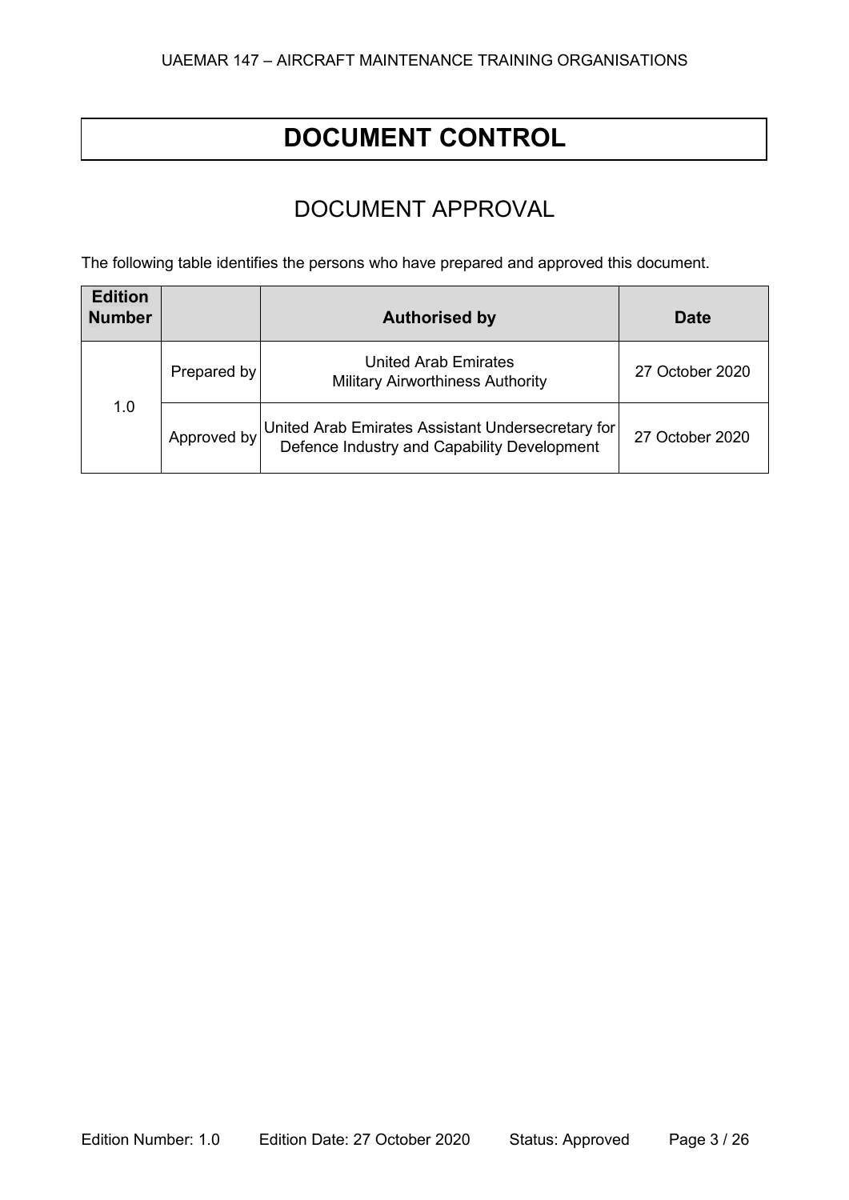# DOCUMENT CONTROL

## DOCUMENT APPROVAL

The following table identifies the persons who have prepared and approved this document.

| Edition Number | | Authorised by | Date |
|---|---|---|---|
| 1.0 | Prepared by | United Arab Emirates<br>Military Airworthiness Authority | 27 October 2020 |
| | Approved by | United Arab Emirates Assistant Undersecretary for Defence Industry and Capability Development | 27 October 2020 |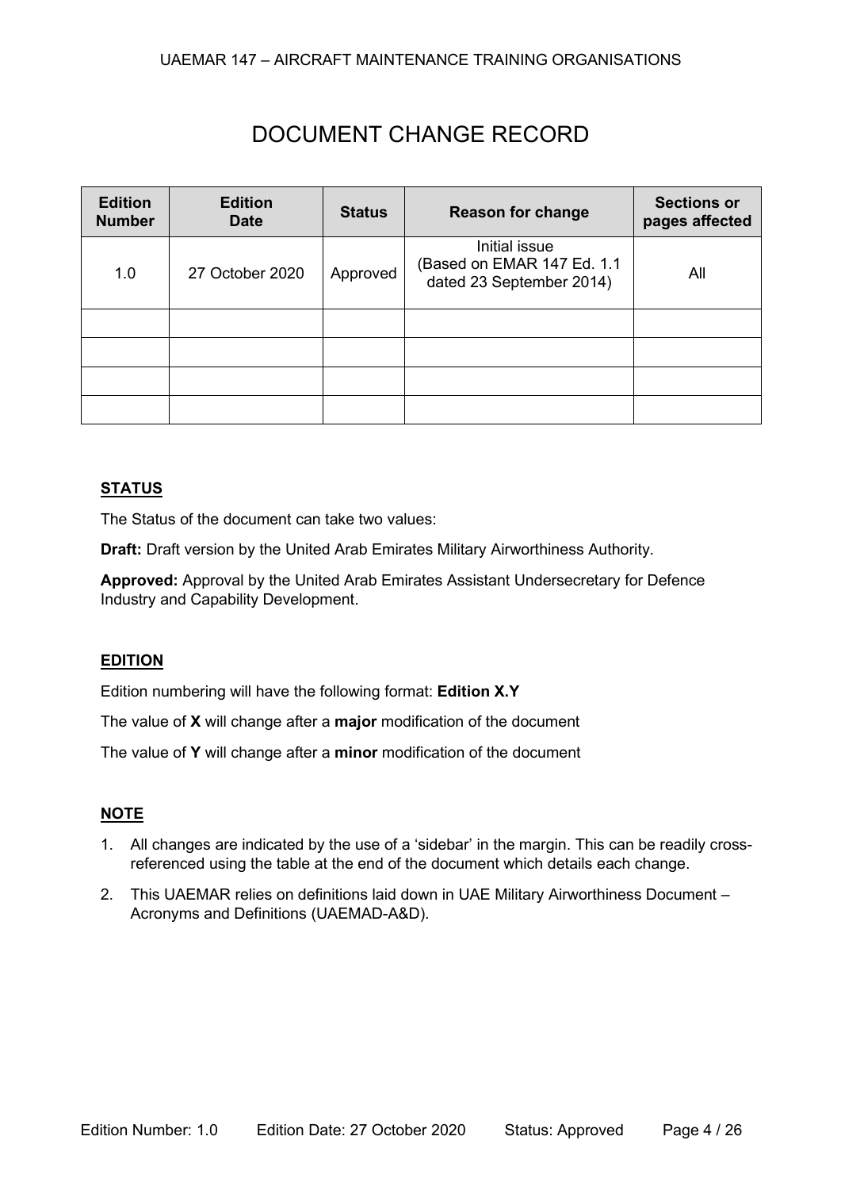# DOCUMENT CHANGE RECORD

| Edition Number | Edition Date | Status | Reason for change | Sections or pages affected |
|---|---|---|---|---|
| 1.0 | 27 October 2020 | Approved | Initial issue (Based on EMAR 147 Ed. 1.1 dated 23 September 2014) | All |
| | | | | |
| | | | | |
| | | | | |
| | | | | |

**STATUS**

The Status of the document can take two values:

**Draft:** Draft version by the United Arab Emirates Military Airworthiness Authority.

**Approved:** Approval by the United Arab Emirates Assistant Undersecretary for Defence Industry and Capability Development.

**EDITION**

Edition numbering will have the following format: **Edition X.Y**

The value of **X** will change after a **major** modification of the document

The value of **Y** will change after a **minor** modification of the document

**NOTE**

1. All changes are indicated by the use of a 'sidebar' in the margin. This can be readily cross-referenced using the table at the end of the document which details each change.
2. This UAEMAR relies on definitions laid down in UAE Military Airworthiness Document – Acronyms and Definitions (UAEMAD-A&D).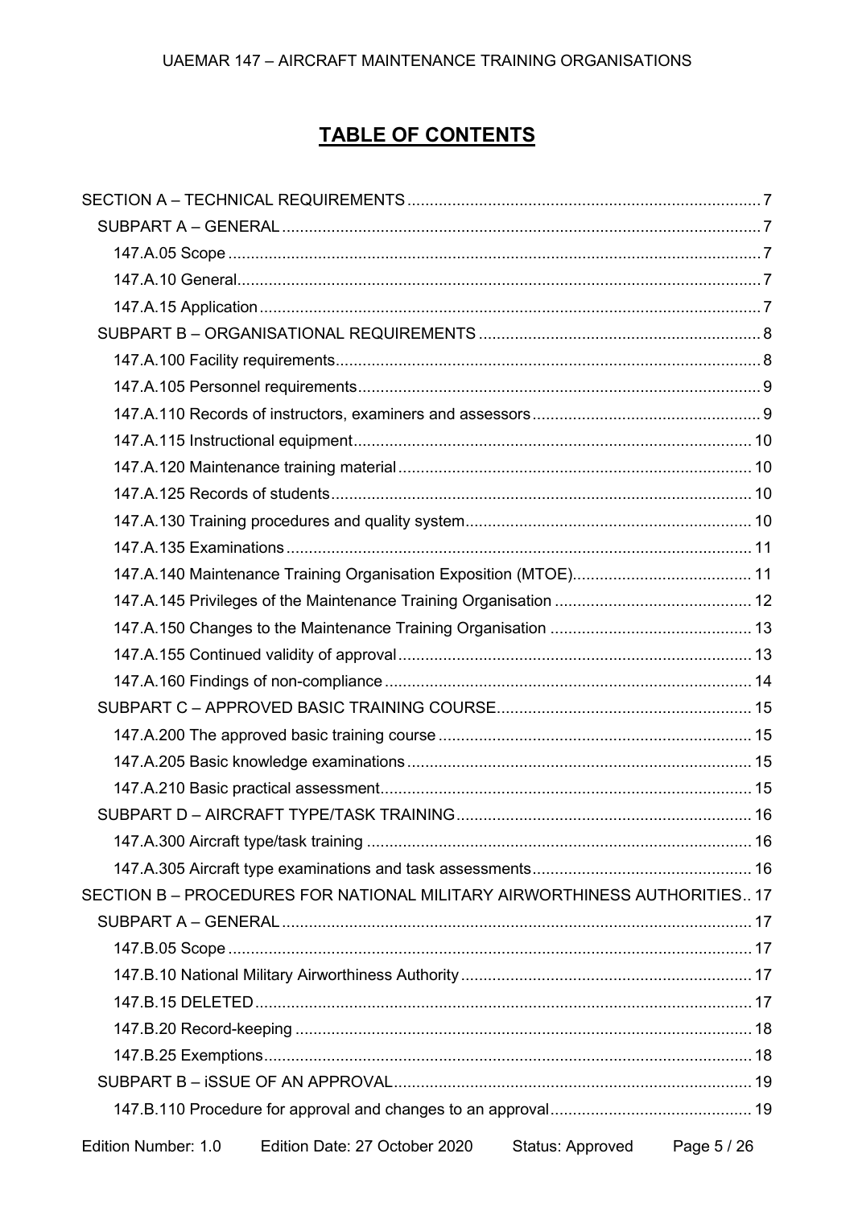# TABLE OF CONTENTS

SECTION A – TECHNICAL REQUIREMENTS ..... 7
- SUBPART A – GENERAL ..... 7
  - 147.A.05 Scope ..... 7
  - 147.A.10 General ..... 7
  - 147.A.15 Application ..... 7
- SUBPART B – ORGANISATIONAL REQUIREMENTS ..... 8
  - 147.A.100 Facility requirements ..... 8
  - 147.A.105 Personnel requirements ..... 9
  - 147.A.110 Records of instructors, examiners and assessors ..... 9
  - 147.A.115 Instructional equipment ..... 10
  - 147.A.120 Maintenance training material ..... 10
  - 147.A.125 Records of students ..... 10
  - 147.A.130 Training procedures and quality system ..... 10
  - 147.A.135 Examinations ..... 11
  - 147.A.140 Maintenance Training Organisation Exposition (MTOE) ..... 11
  - 147.A.145 Privileges of the Maintenance Training Organisation ..... 12
  - 147.A.150 Changes to the Maintenance Training Organisation ..... 13
  - 147.A.155 Continued validity of approval ..... 13
  - 147.A.160 Findings of non-compliance ..... 14
- SUBPART C – APPROVED BASIC TRAINING COURSE ..... 15
  - 147.A.200 The approved basic training course ..... 15
  - 147.A.205 Basic knowledge examinations ..... 15
  - 147.A.210 Basic practical assessment ..... 15
- SUBPART D – AIRCRAFT TYPE/TASK TRAINING ..... 16
  - 147.A.300 Aircraft type/task training ..... 16
  - 147.A.305 Aircraft type examinations and task assessments ..... 16

SECTION B – PROCEDURES FOR NATIONAL MILITARY AIRWORTHINESS AUTHORITIES .. 17
- SUBPART A – GENERAL ..... 17
  - 147.B.05 Scope ..... 17
  - 147.B.10 National Military Airworthiness Authority ..... 17
  - 147.B.15 DELETED ..... 17
  - 147.B.20 Record-keeping ..... 18
  - 147.B.25 Exemptions ..... 18
- SUBPART B – iSSUE OF AN APPROVAL ..... 19
  - 147.B.110 Procedure for approval and changes to an approval ..... 19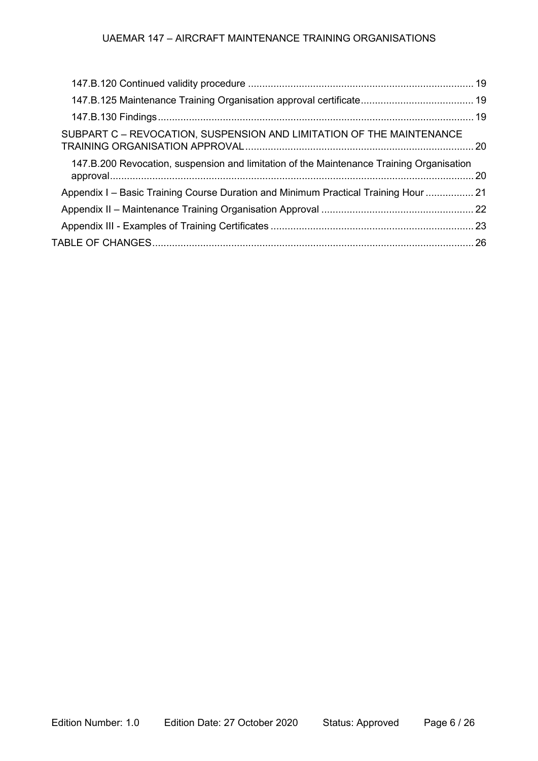147.B.120 Continued validity procedure ..... 19

147.B.125 Maintenance Training Organisation approval certificate ..... 19

147.B.130 Findings ..... 19

SUBPART C – REVOCATION, SUSPENSION AND LIMITATION OF THE MAINTENANCE TRAINING ORGANISATION APPROVAL ..... 20

147.B.200 Revocation, suspension and limitation of the Maintenance Training Organisation approval ..... 20

Appendix I – Basic Training Course Duration and Minimum Practical Training Hour ..... 21

Appendix II – Maintenance Training Organisation Approval ..... 22

Appendix III - Examples of Training Certificates ..... 23

TABLE OF CHANGES ..... 26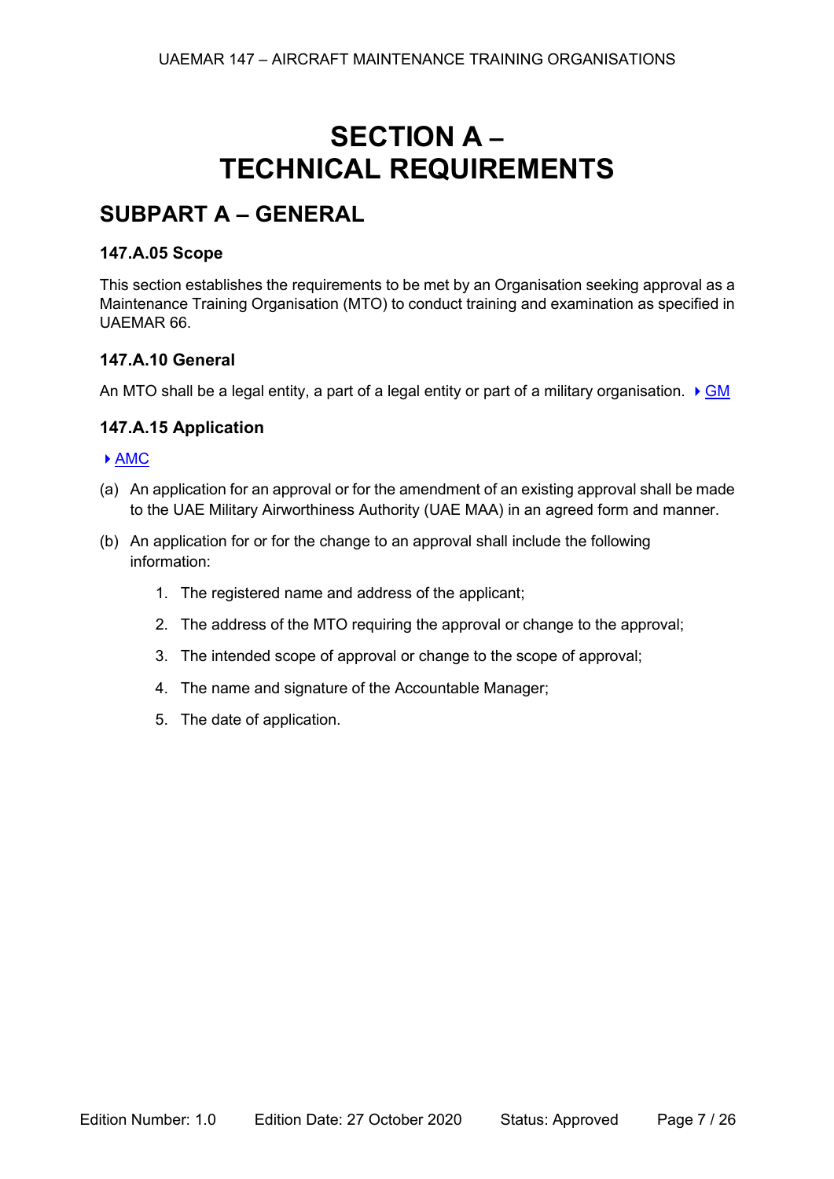# SECTION A – TECHNICAL REQUIREMENTS

## SUBPART A – GENERAL

### 147.A.05 Scope

This section establishes the requirements to be met by an Organisation seeking approval as a Maintenance Training Organisation (MTO) to conduct training and examination as specified in UAEMAR 66.

### 147.A.10 General

An MTO shall be a legal entity, a part of a legal entity or part of a military organisation. ▸ GM

### 147.A.15 Application

▸ AMC

(a) An application for an approval or for the amendment of an existing approval shall be made to the UAE Military Airworthiness Authority (UAE MAA) in an agreed form and manner.

(b) An application for or for the change to an approval shall include the following information:

1. The registered name and address of the applicant;
2. The address of the MTO requiring the approval or change to the approval;
3. The intended scope of approval or change to the scope of approval;
4. The name and signature of the Accountable Manager;
5. The date of application.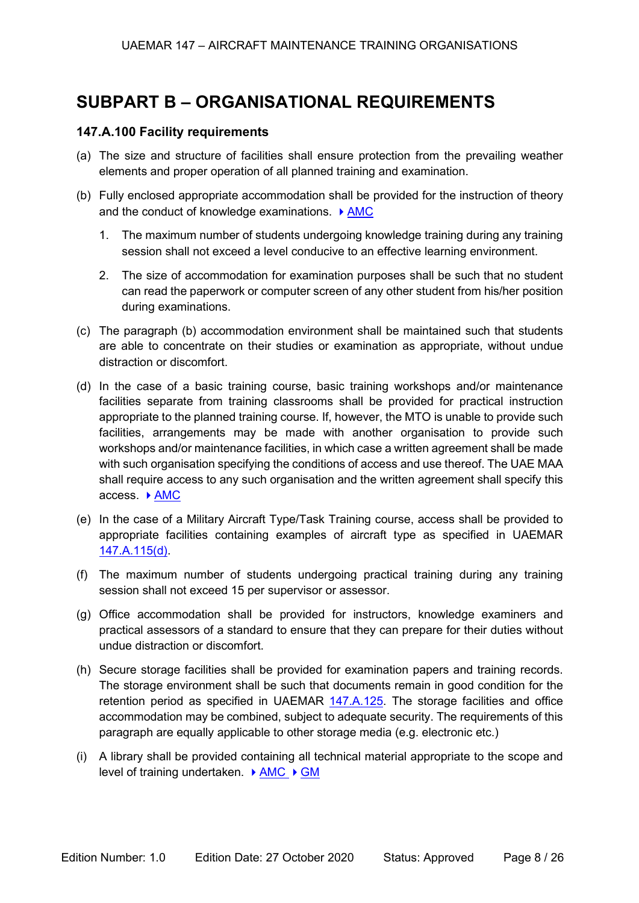# SUBPART B – ORGANISATIONAL REQUIREMENTS

### 147.A.100 Facility requirements

(a) The size and structure of facilities shall ensure protection from the prevailing weather elements and proper operation of all planned training and examination.

(b) Fully enclosed appropriate accommodation shall be provided for the instruction of theory and the conduct of knowledge examinations. ▸ AMC

1. The maximum number of students undergoing knowledge training during any training session shall not exceed a level conducive to an effective learning environment.
2. The size of accommodation for examination purposes shall be such that no student can read the paperwork or computer screen of any other student from his/her position during examinations.

(c) The paragraph (b) accommodation environment shall be maintained such that students are able to concentrate on their studies or examination as appropriate, without undue distraction or discomfort.

(d) In the case of a basic training course, basic training workshops and/or maintenance facilities separate from training classrooms shall be provided for practical instruction appropriate to the planned training course. If, however, the MTO is unable to provide such facilities, arrangements may be made with another organisation to provide such workshops and/or maintenance facilities, in which case a written agreement shall be made with such organisation specifying the conditions of access and use thereof. The UAE MAA shall require access to any such organisation and the written agreement shall specify this access. ▸ AMC

(e) In the case of a Military Aircraft Type/Task Training course, access shall be provided to appropriate facilities containing examples of aircraft type as specified in UAEMAR 147.A.115(d).

(f) The maximum number of students undergoing practical training during any training session shall not exceed 15 per supervisor or assessor.

(g) Office accommodation shall be provided for instructors, knowledge examiners and practical assessors of a standard to ensure that they can prepare for their duties without undue distraction or discomfort.

(h) Secure storage facilities shall be provided for examination papers and training records. The storage environment shall be such that documents remain in good condition for the retention period as specified in UAEMAR 147.A.125. The storage facilities and office accommodation may be combined, subject to adequate security. The requirements of this paragraph are equally applicable to other storage media (e.g. electronic etc.)

(i) A library shall be provided containing all technical material appropriate to the scope and level of training undertaken. ▸ AMC ▸ GM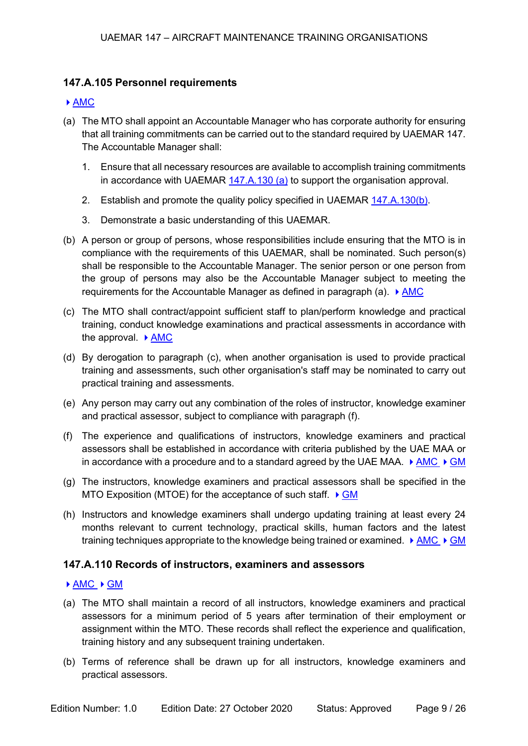### 147.A.105 Personnel requirements

▸ AMC

(a) The MTO shall appoint an Accountable Manager who has corporate authority for ensuring that all training commitments can be carried out to the standard required by UAEMAR 147. The Accountable Manager shall:

1. Ensure that all necessary resources are available to accomplish training commitments in accordance with UAEMAR 147.A.130 (a) to support the organisation approval.
2. Establish and promote the quality policy specified in UAEMAR 147.A.130(b).
3. Demonstrate a basic understanding of this UAEMAR.

(b) A person or group of persons, whose responsibilities include ensuring that the MTO is in compliance with the requirements of this UAEMAR, shall be nominated. Such person(s) shall be responsible to the Accountable Manager. The senior person or one person from the group of persons may also be the Accountable Manager subject to meeting the requirements for the Accountable Manager as defined in paragraph (a). ▸ AMC

(c) The MTO shall contract/appoint sufficient staff to plan/perform knowledge and practical training, conduct knowledge examinations and practical assessments in accordance with the approval. ▸ AMC

(d) By derogation to paragraph (c), when another organisation is used to provide practical training and assessments, such other organisation's staff may be nominated to carry out practical training and assessments.

(e) Any person may carry out any combination of the roles of instructor, knowledge examiner and practical assessor, subject to compliance with paragraph (f).

(f) The experience and qualifications of instructors, knowledge examiners and practical assessors shall be established in accordance with criteria published by the UAE MAA or in accordance with a procedure and to a standard agreed by the UAE MAA. ▸ AMC ▸ GM

(g) The instructors, knowledge examiners and practical assessors shall be specified in the MTO Exposition (MTOE) for the acceptance of such staff. ▸ GM

(h) Instructors and knowledge examiners shall undergo updating training at least every 24 months relevant to current technology, practical skills, human factors and the latest training techniques appropriate to the knowledge being trained or examined. ▸ AMC ▸ GM

### 147.A.110 Records of instructors, examiners and assessors

▸ AMC ▸ GM

(a) The MTO shall maintain a record of all instructors, knowledge examiners and practical assessors for a minimum period of 5 years after termination of their employment or assignment within the MTO. These records shall reflect the experience and qualification, training history and any subsequent training undertaken.

(b) Terms of reference shall be drawn up for all instructors, knowledge examiners and practical assessors.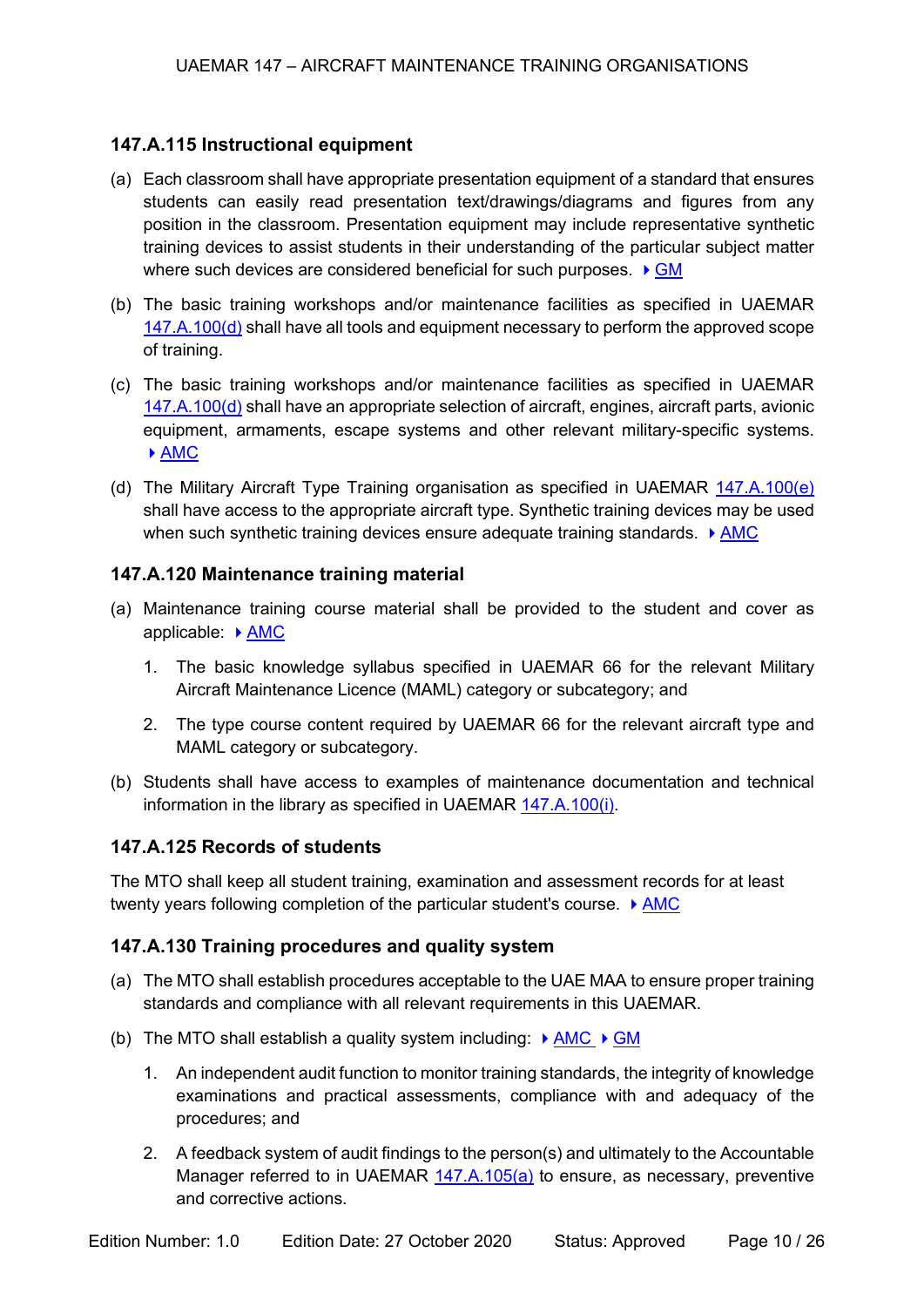### 147.A.115 Instructional equipment

(a) Each classroom shall have appropriate presentation equipment of a standard that ensures students can easily read presentation text/drawings/diagrams and figures from any position in the classroom. Presentation equipment may include representative synthetic training devices to assist students in their understanding of the particular subject matter where such devices are considered beneficial for such purposes. ▸ GM

(b) The basic training workshops and/or maintenance facilities as specified in UAEMAR 147.A.100(d) shall have all tools and equipment necessary to perform the approved scope of training.

(c) The basic training workshops and/or maintenance facilities as specified in UAEMAR 147.A.100(d) shall have an appropriate selection of aircraft, engines, aircraft parts, avionic equipment, armaments, escape systems and other relevant military-specific systems. ▸ AMC

(d) The Military Aircraft Type Training organisation as specified in UAEMAR 147.A.100(e) shall have access to the appropriate aircraft type. Synthetic training devices may be used when such synthetic training devices ensure adequate training standards. ▸ AMC

### 147.A.120 Maintenance training material

(a) Maintenance training course material shall be provided to the student and cover as applicable: ▸ AMC

1. The basic knowledge syllabus specified in UAEMAR 66 for the relevant Military Aircraft Maintenance Licence (MAML) category or subcategory; and

2. The type course content required by UAEMAR 66 for the relevant aircraft type and MAML category or subcategory.

(b) Students shall have access to examples of maintenance documentation and technical information in the library as specified in UAEMAR 147.A.100(i).

### 147.A.125 Records of students

The MTO shall keep all student training, examination and assessment records for at least twenty years following completion of the particular student's course. ▸ AMC

### 147.A.130 Training procedures and quality system

(a) The MTO shall establish procedures acceptable to the UAE MAA to ensure proper training standards and compliance with all relevant requirements in this UAEMAR.

(b) The MTO shall establish a quality system including: ▸ AMC ▸ GM

1. An independent audit function to monitor training standards, the integrity of knowledge examinations and practical assessments, compliance with and adequacy of the procedures; and

2. A feedback system of audit findings to the person(s) and ultimately to the Accountable Manager referred to in UAEMAR 147.A.105(a) to ensure, as necessary, preventive and corrective actions.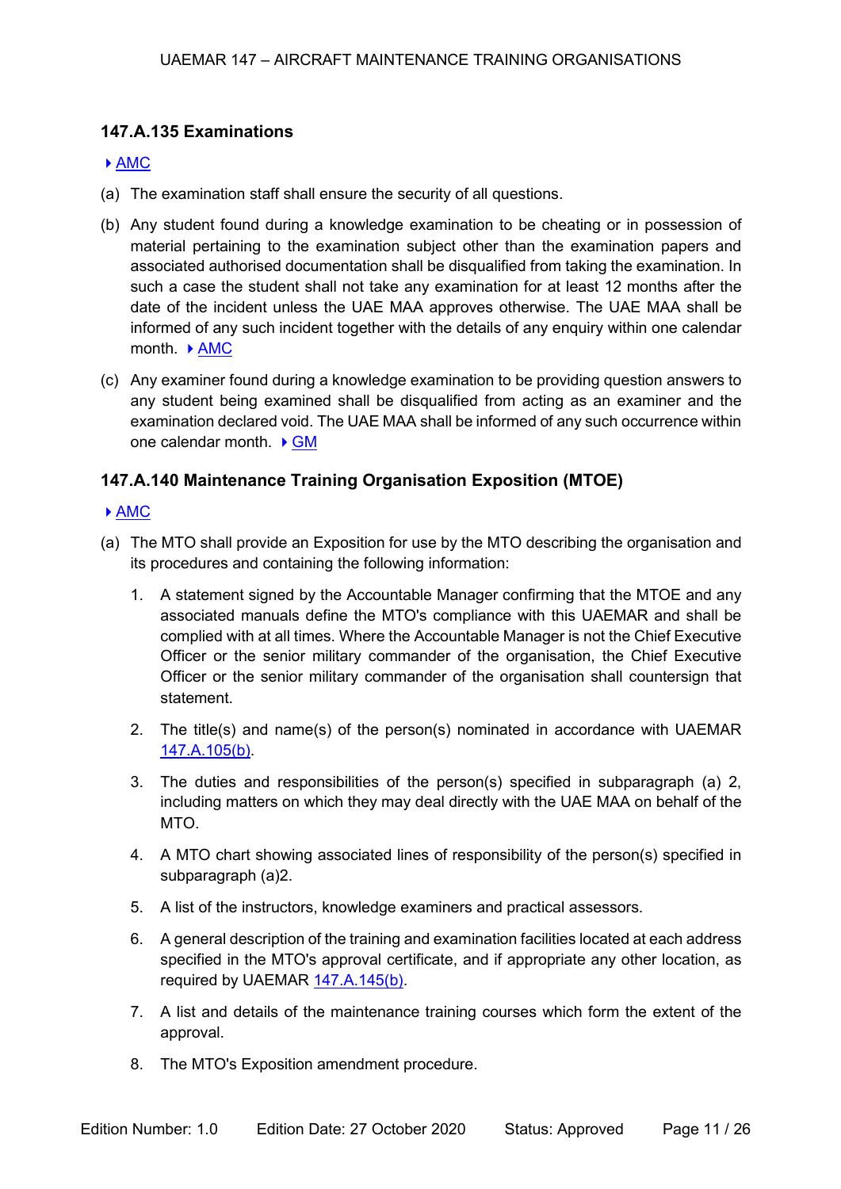### 147.A.135 Examinations

▸ AMC

(a) The examination staff shall ensure the security of all questions.

(b) Any student found during a knowledge examination to be cheating or in possession of material pertaining to the examination subject other than the examination papers and associated authorised documentation shall be disqualified from taking the examination. In such a case the student shall not take any examination for at least 12 months after the date of the incident unless the UAE MAA approves otherwise. The UAE MAA shall be informed of any such incident together with the details of any enquiry within one calendar month. ▸ AMC

(c) Any examiner found during a knowledge examination to be providing question answers to any student being examined shall be disqualified from acting as an examiner and the examination declared void. The UAE MAA shall be informed of any such occurrence within one calendar month. ▸ GM

### 147.A.140 Maintenance Training Organisation Exposition (MTOE)

▸ AMC

(a) The MTO shall provide an Exposition for use by the MTO describing the organisation and its procedures and containing the following information:

1. A statement signed by the Accountable Manager confirming that the MTOE and any associated manuals define the MTO's compliance with this UAEMAR and shall be complied with at all times. Where the Accountable Manager is not the Chief Executive Officer or the senior military commander of the organisation, the Chief Executive Officer or the senior military commander of the organisation shall countersign that statement.

2. The title(s) and name(s) of the person(s) nominated in accordance with UAEMAR 147.A.105(b).

3. The duties and responsibilities of the person(s) specified in subparagraph (a) 2, including matters on which they may deal directly with the UAE MAA on behalf of the MTO.

4. A MTO chart showing associated lines of responsibility of the person(s) specified in subparagraph (a)2.

5. A list of the instructors, knowledge examiners and practical assessors.

6. A general description of the training and examination facilities located at each address specified in the MTO's approval certificate, and if appropriate any other location, as required by UAEMAR 147.A.145(b).

7. A list and details of the maintenance training courses which form the extent of the approval.

8. The MTO's Exposition amendment procedure.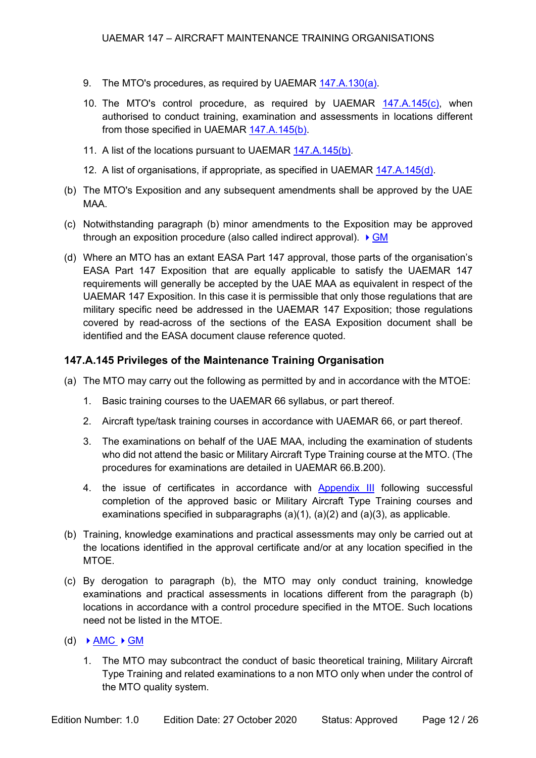9. The MTO's procedures, as required by UAEMAR 147.A.130(a).

10. The MTO's control procedure, as required by UAEMAR 147.A.145(c), when authorised to conduct training, examination and assessments in locations different from those specified in UAEMAR 147.A.145(b).

11. A list of the locations pursuant to UAEMAR 147.A.145(b).

12. A list of organisations, if appropriate, as specified in UAEMAR 147.A.145(d).

(b) The MTO's Exposition and any subsequent amendments shall be approved by the UAE MAA.

(c) Notwithstanding paragraph (b) minor amendments to the Exposition may be approved through an exposition procedure (also called indirect approval). ▸ GM

(d) Where an MTO has an extant EASA Part 147 approval, those parts of the organisation's EASA Part 147 Exposition that are equally applicable to satisfy the UAEMAR 147 requirements will generally be accepted by the UAE MAA as equivalent in respect of the UAEMAR 147 Exposition. In this case it is permissible that only those regulations that are military specific need be addressed in the UAEMAR 147 Exposition; those regulations covered by read-across of the sections of the EASA Exposition document shall be identified and the EASA document clause reference quoted.

### 147.A.145 Privileges of the Maintenance Training Organisation

(a) The MTO may carry out the following as permitted by and in accordance with the MTOE:

1. Basic training courses to the UAEMAR 66 syllabus, or part thereof.

2. Aircraft type/task training courses in accordance with UAEMAR 66, or part thereof.

3. The examinations on behalf of the UAE MAA, including the examination of students who did not attend the basic or Military Aircraft Type Training course at the MTO. (The procedures for examinations are detailed in UAEMAR 66.B.200).

4. the issue of certificates in accordance with Appendix III following successful completion of the approved basic or Military Aircraft Type Training courses and examinations specified in subparagraphs (a)(1), (a)(2) and (a)(3), as applicable.

(b) Training, knowledge examinations and practical assessments may only be carried out at the locations identified in the approval certificate and/or at any location specified in the MTOE.

(c) By derogation to paragraph (b), the MTO may only conduct training, knowledge examinations and practical assessments in locations different from the paragraph (b) locations in accordance with a control procedure specified in the MTOE. Such locations need not be listed in the MTOE.

(d) ▸ AMC ▸ GM

1. The MTO may subcontract the conduct of basic theoretical training, Military Aircraft Type Training and related examinations to a non MTO only when under the control of the MTO quality system.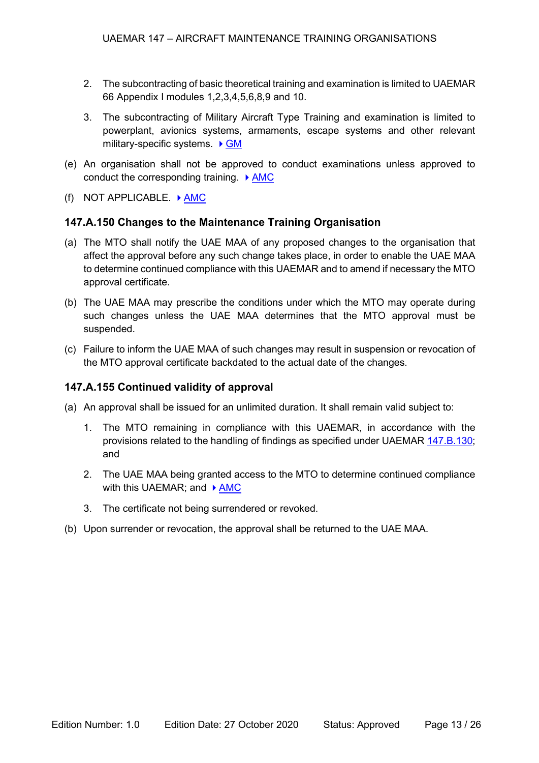2. The subcontracting of basic theoretical training and examination is limited to UAEMAR 66 Appendix I modules 1,2,3,4,5,6,8,9 and 10.

3. The subcontracting of Military Aircraft Type Training and examination is limited to powerplant, avionics systems, armaments, escape systems and other relevant military-specific systems. ▸ GM

(e) An organisation shall not be approved to conduct examinations unless approved to conduct the corresponding training. ▸ AMC

(f) NOT APPLICABLE. ▸ AMC

### 147.A.150 Changes to the Maintenance Training Organisation

(a) The MTO shall notify the UAE MAA of any proposed changes to the organisation that affect the approval before any such change takes place, in order to enable the UAE MAA to determine continued compliance with this UAEMAR and to amend if necessary the MTO approval certificate.

(b) The UAE MAA may prescribe the conditions under which the MTO may operate during such changes unless the UAE MAA determines that the MTO approval must be suspended.

(c) Failure to inform the UAE MAA of such changes may result in suspension or revocation of the MTO approval certificate backdated to the actual date of the changes.

### 147.A.155 Continued validity of approval

(a) An approval shall be issued for an unlimited duration. It shall remain valid subject to:

1. The MTO remaining in compliance with this UAEMAR, in accordance with the provisions related to the handling of findings as specified under UAEMAR 147.B.130; and

2. The UAE MAA being granted access to the MTO to determine continued compliance with this UAEMAR; and ▸ AMC

3. The certificate not being surrendered or revoked.

(b) Upon surrender or revocation, the approval shall be returned to the UAE MAA.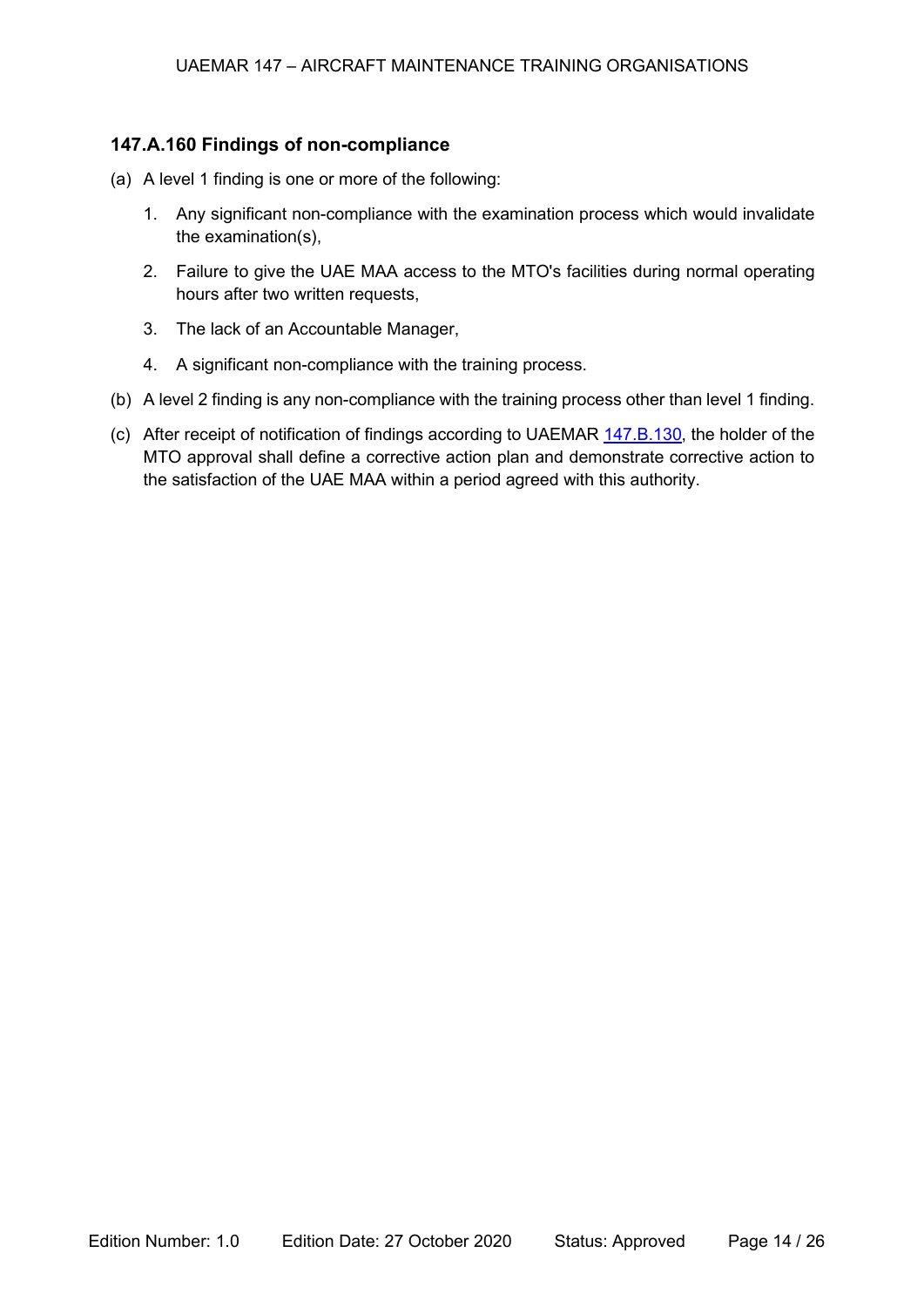### 147.A.160 Findings of non-compliance

(a) A level 1 finding is one or more of the following:

1. Any significant non-compliance with the examination process which would invalidate the examination(s),
2. Failure to give the UAE MAA access to the MTO's facilities during normal operating hours after two written requests,
3. The lack of an Accountable Manager,
4. A significant non-compliance with the training process.

(b) A level 2 finding is any non-compliance with the training process other than level 1 finding.

(c) After receipt of notification of findings according to UAEMAR 147.B.130, the holder of the MTO approval shall define a corrective action plan and demonstrate corrective action to the satisfaction of the UAE MAA within a period agreed with this authority.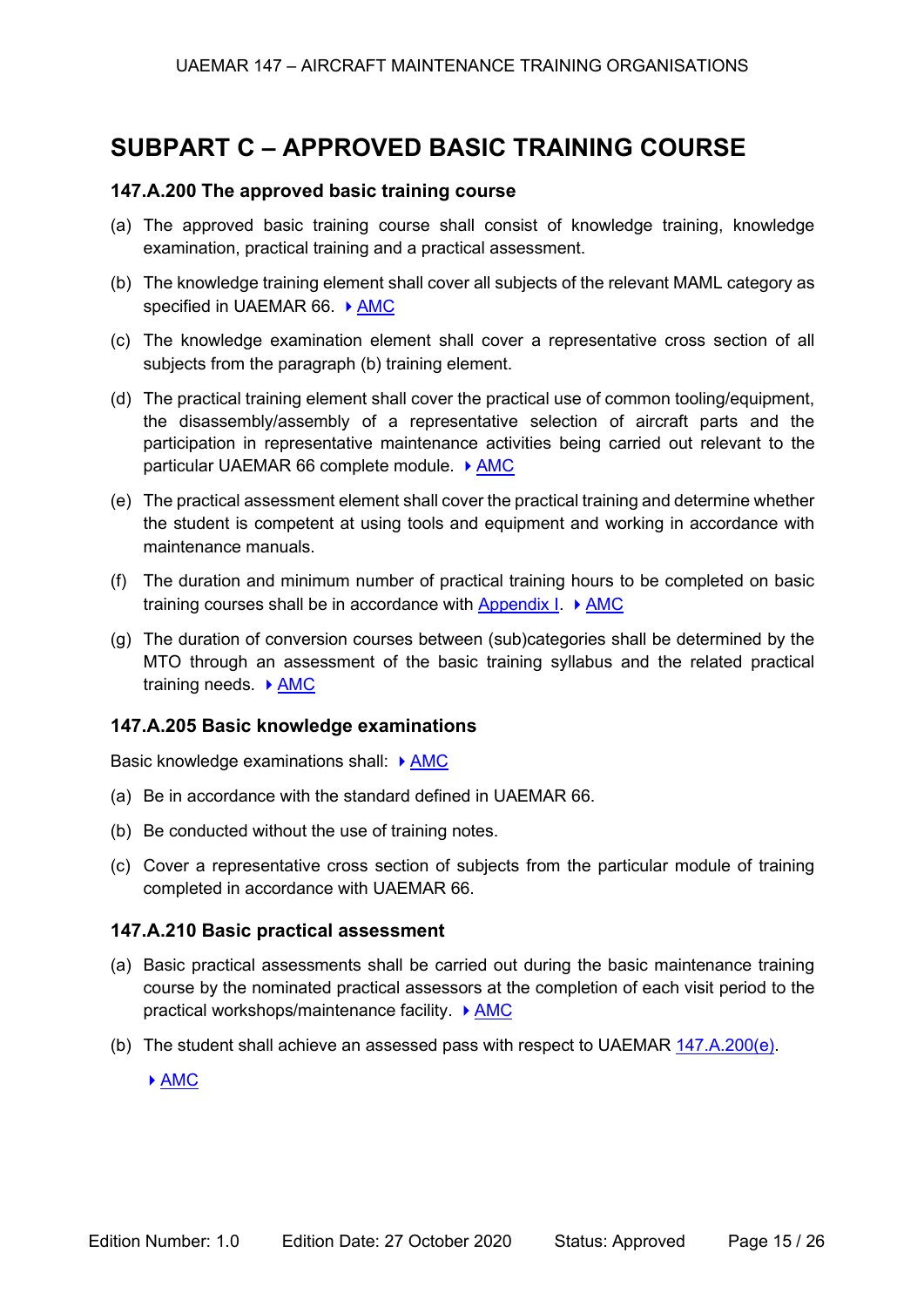# SUBPART C – APPROVED BASIC TRAINING COURSE

### 147.A.200 The approved basic training course

(a) The approved basic training course shall consist of knowledge training, knowledge examination, practical training and a practical assessment.

(b) The knowledge training element shall cover all subjects of the relevant MAML category as specified in UAEMAR 66. ▸ AMC

(c) The knowledge examination element shall cover a representative cross section of all subjects from the paragraph (b) training element.

(d) The practical training element shall cover the practical use of common tooling/equipment, the disassembly/assembly of a representative selection of aircraft parts and the participation in representative maintenance activities being carried out relevant to the particular UAEMAR 66 complete module. ▸ AMC

(e) The practical assessment element shall cover the practical training and determine whether the student is competent at using tools and equipment and working in accordance with maintenance manuals.

(f) The duration and minimum number of practical training hours to be completed on basic training courses shall be in accordance with Appendix I. ▸ AMC

(g) The duration of conversion courses between (sub)categories shall be determined by the MTO through an assessment of the basic training syllabus and the related practical training needs. ▸ AMC

### 147.A.205 Basic knowledge examinations

Basic knowledge examinations shall: ▸ AMC

(a) Be in accordance with the standard defined in UAEMAR 66.

(b) Be conducted without the use of training notes.

(c) Cover a representative cross section of subjects from the particular module of training completed in accordance with UAEMAR 66.

### 147.A.210 Basic practical assessment

(a) Basic practical assessments shall be carried out during the basic maintenance training course by the nominated practical assessors at the completion of each visit period to the practical workshops/maintenance facility. ▸ AMC

(b) The student shall achieve an assessed pass with respect to UAEMAR 147.A.200(e).

▸ AMC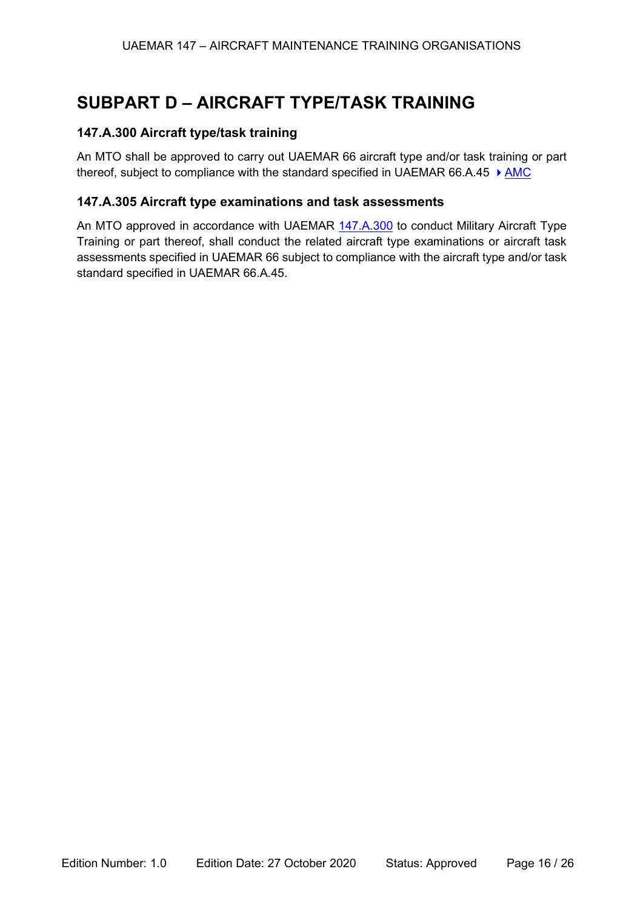# SUBPART D – AIRCRAFT TYPE/TASK TRAINING

### 147.A.300 Aircraft type/task training

An MTO shall be approved to carry out UAEMAR 66 aircraft type and/or task training or part thereof, subject to compliance with the standard specified in UAEMAR 66.A.45 ▸ AMC

### 147.A.305 Aircraft type examinations and task assessments

An MTO approved in accordance with UAEMAR 147.A.300 to conduct Military Aircraft Type Training or part thereof, shall conduct the related aircraft type examinations or aircraft task assessments specified in UAEMAR 66 subject to compliance with the aircraft type and/or task standard specified in UAEMAR 66.A.45.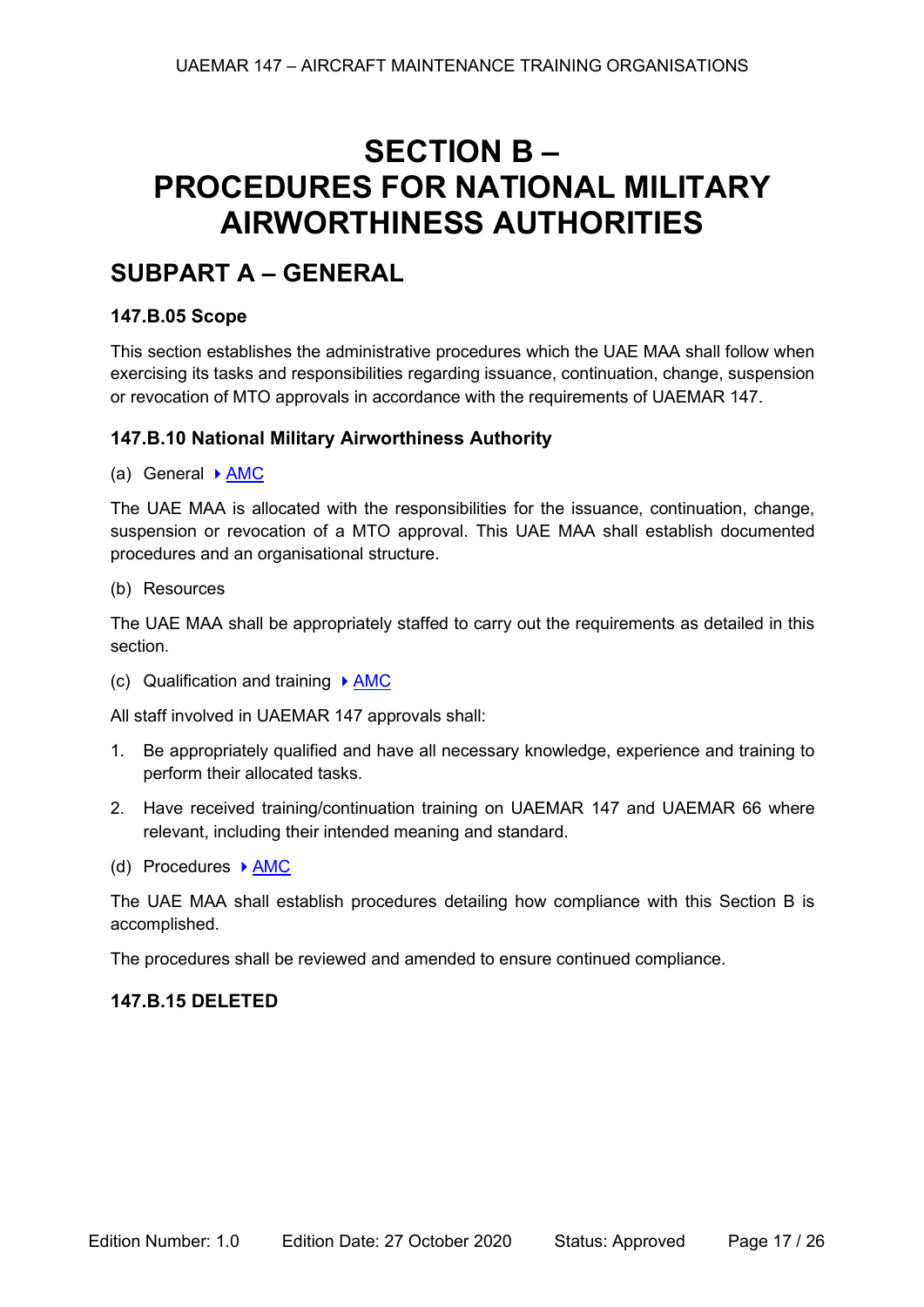# SECTION B – PROCEDURES FOR NATIONAL MILITARY AIRWORTHINESS AUTHORITIES

## SUBPART A – GENERAL

### 147.B.05 Scope

This section establishes the administrative procedures which the UAE MAA shall follow when exercising its tasks and responsibilities regarding issuance, continuation, change, suspension or revocation of MTO approvals in accordance with the requirements of UAEMAR 147.

### 147.B.10 National Military Airworthiness Authority

(a) General ▸ AMC

The UAE MAA is allocated with the responsibilities for the issuance, continuation, change, suspension or revocation of a MTO approval. This UAE MAA shall establish documented procedures and an organisational structure.

(b) Resources

The UAE MAA shall be appropriately staffed to carry out the requirements as detailed in this section.

(c) Qualification and training ▸ AMC

All staff involved in UAEMAR 147 approvals shall:

1. Be appropriately qualified and have all necessary knowledge, experience and training to perform their allocated tasks.
2. Have received training/continuation training on UAEMAR 147 and UAEMAR 66 where relevant, including their intended meaning and standard.

(d) Procedures ▸ AMC

The UAE MAA shall establish procedures detailing how compliance with this Section B is accomplished.

The procedures shall be reviewed and amended to ensure continued compliance.

### 147.B.15 DELETED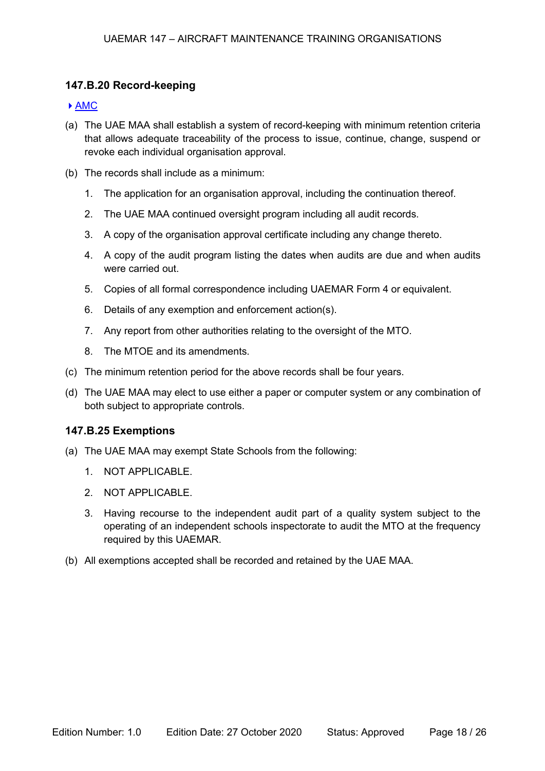### 147.B.20 Record-keeping

▸ AMC

(a) The UAE MAA shall establish a system of record-keeping with minimum retention criteria that allows adequate traceability of the process to issue, continue, change, suspend or revoke each individual organisation approval.

(b) The records shall include as a minimum:

1. The application for an organisation approval, including the continuation thereof.
2. The UAE MAA continued oversight program including all audit records.
3. A copy of the organisation approval certificate including any change thereto.
4. A copy of the audit program listing the dates when audits are due and when audits were carried out.
5. Copies of all formal correspondence including UAEMAR Form 4 or equivalent.
6. Details of any exemption and enforcement action(s).
7. Any report from other authorities relating to the oversight of the MTO.
8. The MTOE and its amendments.

(c) The minimum retention period for the above records shall be four years.

(d) The UAE MAA may elect to use either a paper or computer system or any combination of both subject to appropriate controls.

### 147.B.25 Exemptions

(a) The UAE MAA may exempt State Schools from the following:

1. NOT APPLICABLE.
2. NOT APPLICABLE.
3. Having recourse to the independent audit part of a quality system subject to the operating of an independent schools inspectorate to audit the MTO at the frequency required by this UAEMAR.

(b) All exemptions accepted shall be recorded and retained by the UAE MAA.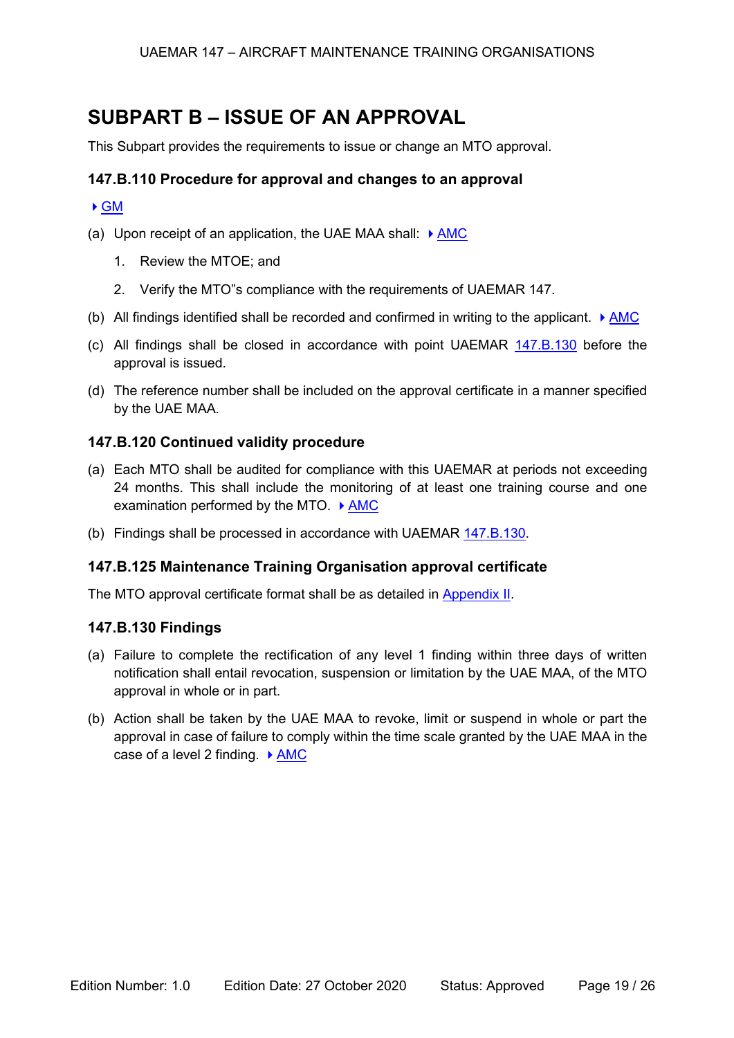# SUBPART B – ISSUE OF AN APPROVAL

This Subpart provides the requirements to issue or change an MTO approval.

### 147.B.110 Procedure for approval and changes to an approval

▸ GM

(a) Upon receipt of an application, the UAE MAA shall: ▸ AMC

1. Review the MTOE; and
2. Verify the MTO"s compliance with the requirements of UAEMAR 147.

(b) All findings identified shall be recorded and confirmed in writing to the applicant. ▸ AMC

(c) All findings shall be closed in accordance with point UAEMAR 147.B.130 before the approval is issued.

(d) The reference number shall be included on the approval certificate in a manner specified by the UAE MAA.

### 147.B.120 Continued validity procedure

(a) Each MTO shall be audited for compliance with this UAEMAR at periods not exceeding 24 months. This shall include the monitoring of at least one training course and one examination performed by the MTO. ▸ AMC

(b) Findings shall be processed in accordance with UAEMAR 147.B.130.

### 147.B.125 Maintenance Training Organisation approval certificate

The MTO approval certificate format shall be as detailed in Appendix II.

### 147.B.130 Findings

(a) Failure to complete the rectification of any level 1 finding within three days of written notification shall entail revocation, suspension or limitation by the UAE MAA, of the MTO approval in whole or in part.

(b) Action shall be taken by the UAE MAA to revoke, limit or suspend in whole or part the approval in case of failure to comply within the time scale granted by the UAE MAA in the case of a level 2 finding. ▸ AMC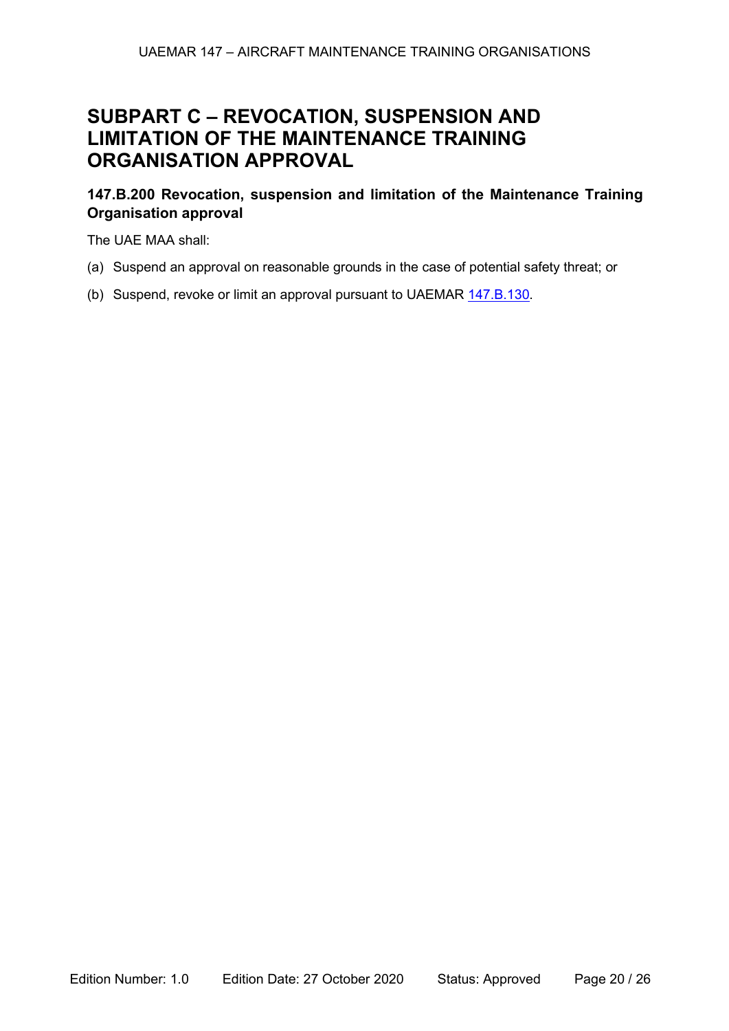# SUBPART C – REVOCATION, SUSPENSION AND LIMITATION OF THE MAINTENANCE TRAINING ORGANISATION APPROVAL

### 147.B.200 Revocation, suspension and limitation of the Maintenance Training Organisation approval

The UAE MAA shall:

(a) Suspend an approval on reasonable grounds in the case of potential safety threat; or

(b) Suspend, revoke or limit an approval pursuant to UAEMAR 147.B.130.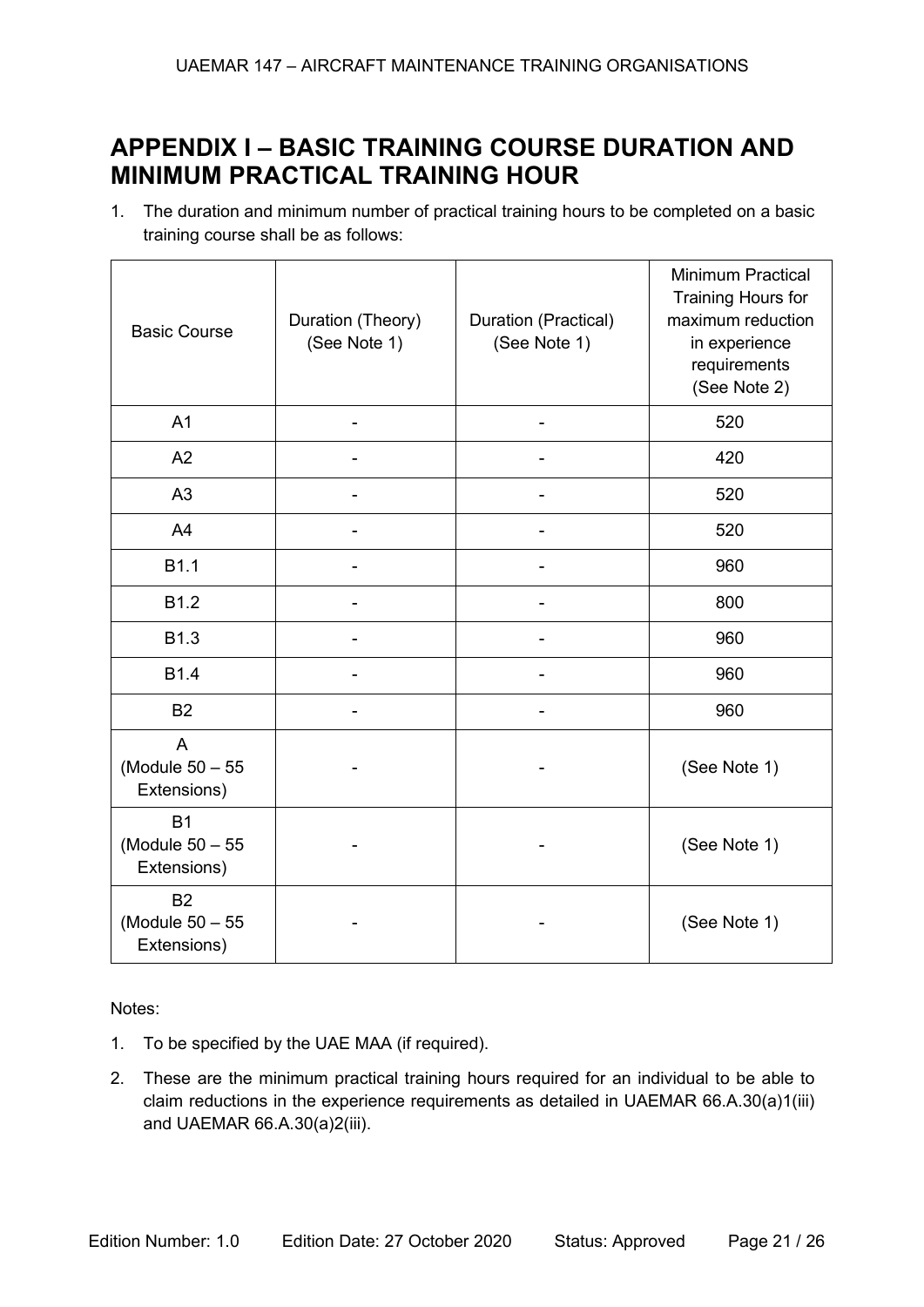## APPENDIX I – BASIC TRAINING COURSE DURATION AND MINIMUM PRACTICAL TRAINING HOUR

1. The duration and minimum number of practical training hours to be completed on a basic training course shall be as follows:

| Basic Course | Duration (Theory) (See Note 1) | Duration (Practical) (See Note 1) | Minimum Practical Training Hours for maximum reduction in experience requirements (See Note 2) |
|---|---|---|---|
| A1 | - | - | 520 |
| A2 | - | - | 420 |
| A3 | - | - | 520 |
| A4 | - | - | 520 |
| B1.1 | - | - | 960 |
| B1.2 | - | - | 800 |
| B1.3 | - | - | 960 |
| B1.4 | - | - | 960 |
| B2 | - | - | 960 |
| A (Module 50 – 55 Extensions) | - | - | (See Note 1) |
| B1 (Module 50 – 55 Extensions) | - | - | (See Note 1) |
| B2 (Module 50 – 55 Extensions) | - | - | (See Note 1) |

Notes:

1. To be specified by the UAE MAA (if required).
2. These are the minimum practical training hours required for an individual to be able to claim reductions in the experience requirements as detailed in UAEMAR 66.A.30(a)1(iii) and UAEMAR 66.A.30(a)2(iii).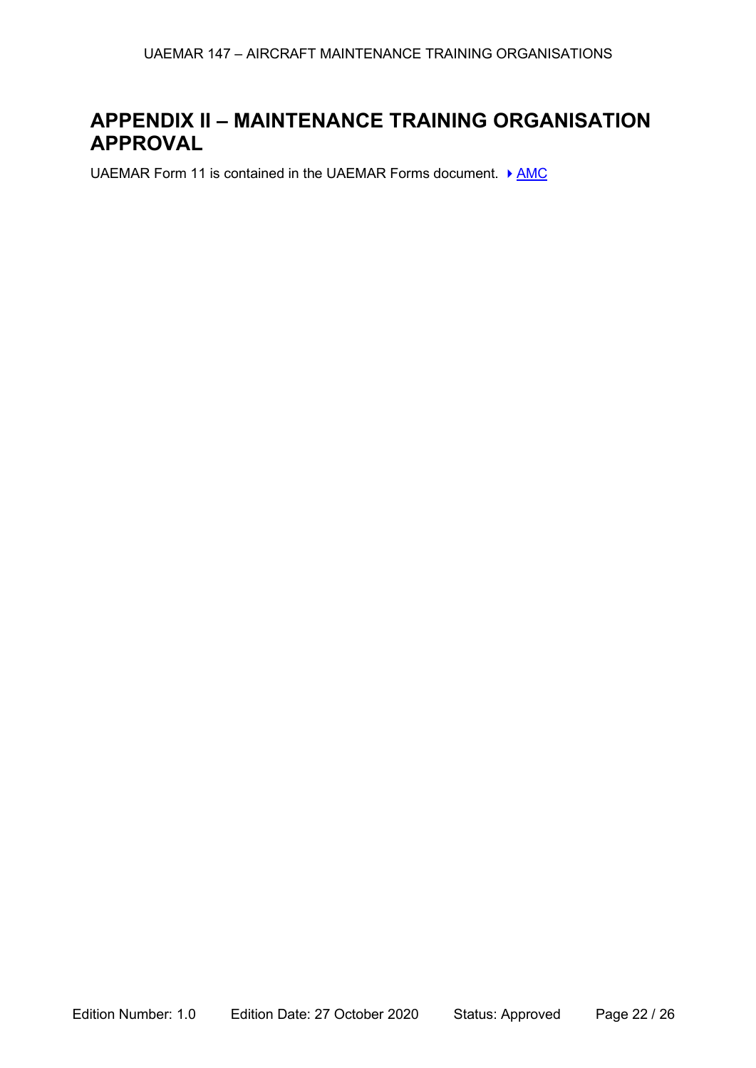# APPENDIX II – MAINTENANCE TRAINING ORGANISATION APPROVAL

UAEMAR Form 11 is contained in the UAEMAR Forms document. ▸ AMC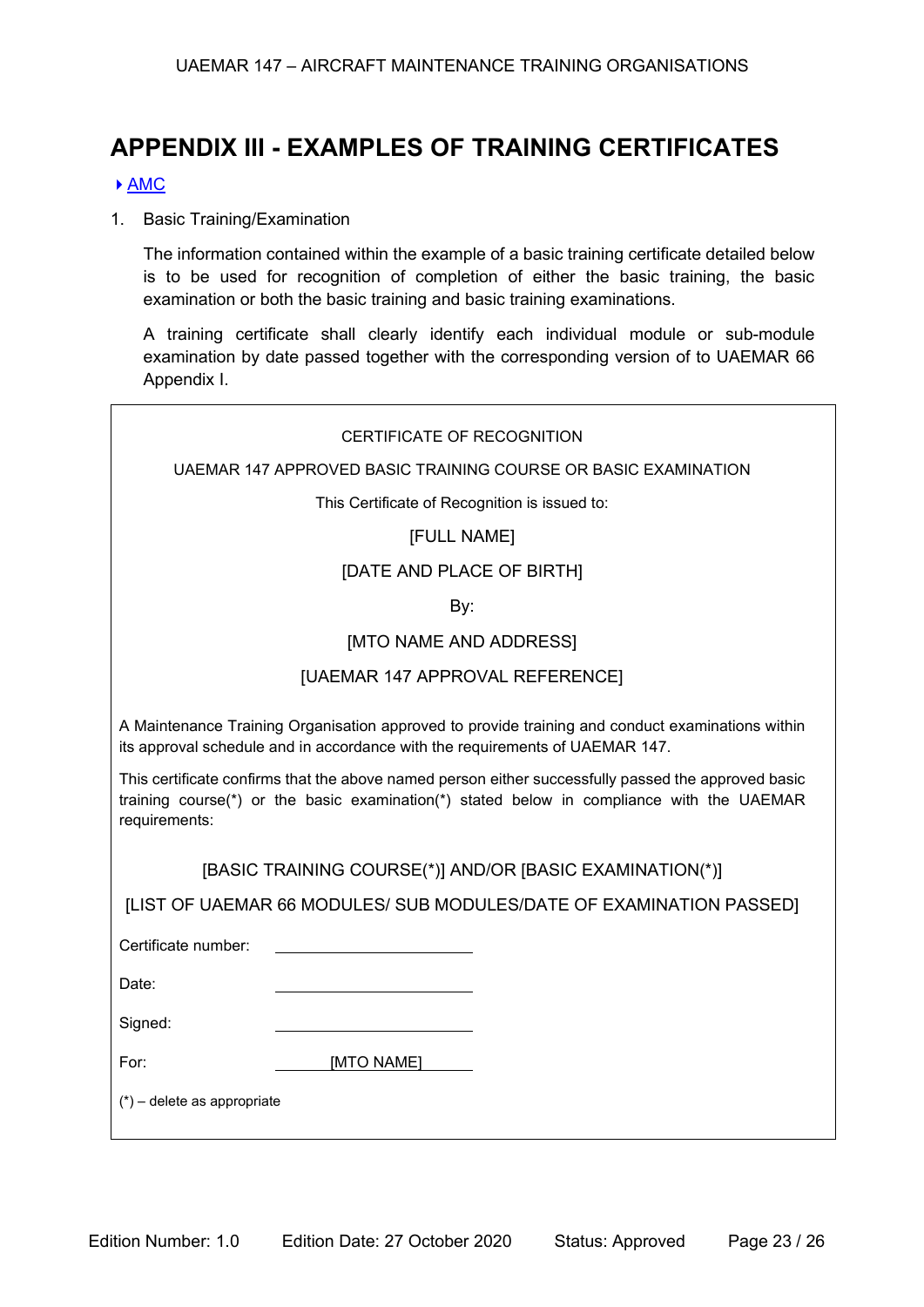# APPENDIX III - EXAMPLES OF TRAINING CERTIFICATES

▸ AMC

1. Basic Training/Examination

   The information contained within the example of a basic training certificate detailed below is to be used for recognition of completion of either the basic training, the basic examination or both the basic training and basic training examinations.

   A training certificate shall clearly identify each individual module or sub-module examination by date passed together with the corresponding version of to UAEMAR 66 Appendix I.

---

CERTIFICATE OF RECOGNITION

UAEMAR 147 APPROVED BASIC TRAINING COURSE OR BASIC EXAMINATION

This Certificate of Recognition is issued to:

[FULL NAME]

[DATE AND PLACE OF BIRTH]

By:

[MTO NAME AND ADDRESS]

[UAEMAR 147 APPROVAL REFERENCE]

A Maintenance Training Organisation approved to provide training and conduct examinations within its approval schedule and in accordance with the requirements of UAEMAR 147.

This certificate confirms that the above named person either successfully passed the approved basic training course(*) or the basic examination(*) stated below in compliance with the UAEMAR requirements:

[BASIC TRAINING COURSE(*)] AND/OR [BASIC EXAMINATION(*)]

[LIST OF UAEMAR 66 MODULES/ SUB MODULES/DATE OF EXAMINATION PASSED]

Certificate number: ____________________

Date: ____________________

Signed: ____________________

For: [MTO NAME]

(*) – delete as appropriate

---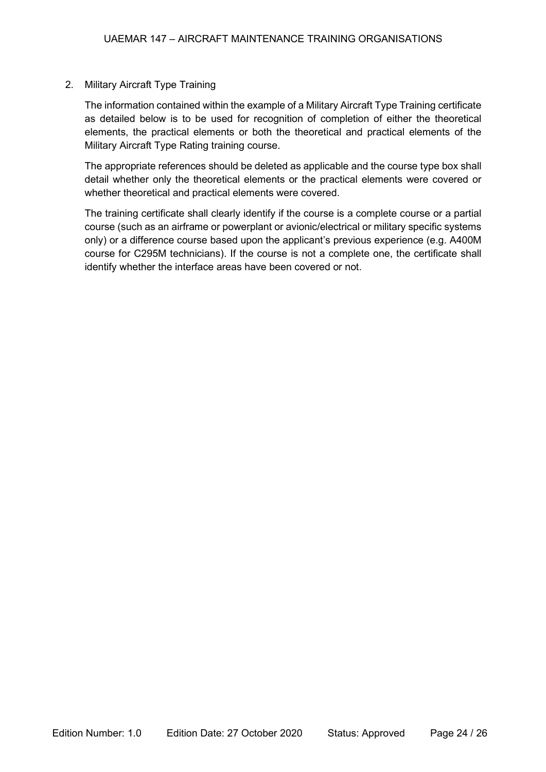2. Military Aircraft Type Training

   The information contained within the example of a Military Aircraft Type Training certificate as detailed below is to be used for recognition of completion of either the theoretical elements, the practical elements or both the theoretical and practical elements of the Military Aircraft Type Rating training course.

   The appropriate references should be deleted as applicable and the course type box shall detail whether only the theoretical elements or the practical elements were covered or whether theoretical and practical elements were covered.

   The training certificate shall clearly identify if the course is a complete course or a partial course (such as an airframe or powerplant or avionic/electrical or military specific systems only) or a difference course based upon the applicant's previous experience (e.g. A400M course for C295M technicians). If the course is not a complete one, the certificate shall identify whether the interface areas have been covered or not.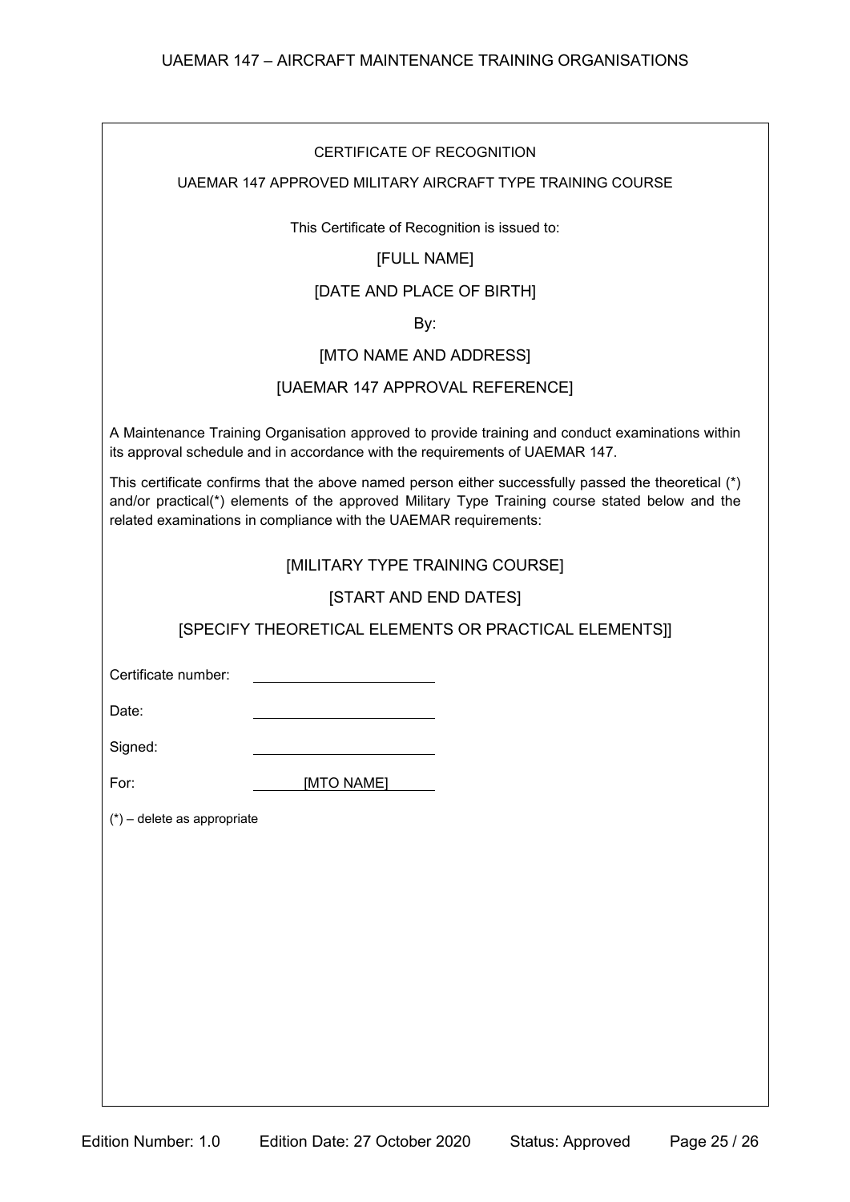CERTIFICATE OF RECOGNITION

UAEMAR 147 APPROVED MILITARY AIRCRAFT TYPE TRAINING COURSE

This Certificate of Recognition is issued to:

[FULL NAME]

[DATE AND PLACE OF BIRTH]

By:

[MTO NAME AND ADDRESS]

[UAEMAR 147 APPROVAL REFERENCE]

A Maintenance Training Organisation approved to provide training and conduct examinations within its approval schedule and in accordance with the requirements of UAEMAR 147.

This certificate confirms that the above named person either successfully passed the theoretical (*) and/or practical(*) elements of the approved Military Type Training course stated below and the related examinations in compliance with the UAEMAR requirements:

[MILITARY TYPE TRAINING COURSE]

[START AND END DATES]

[SPECIFY THEORETICAL ELEMENTS OR PRACTICAL ELEMENTS]]

Certificate number: ______________________

Date: ______________________

Signed: ______________________

For: [MTO NAME]

(*) – delete as appropriate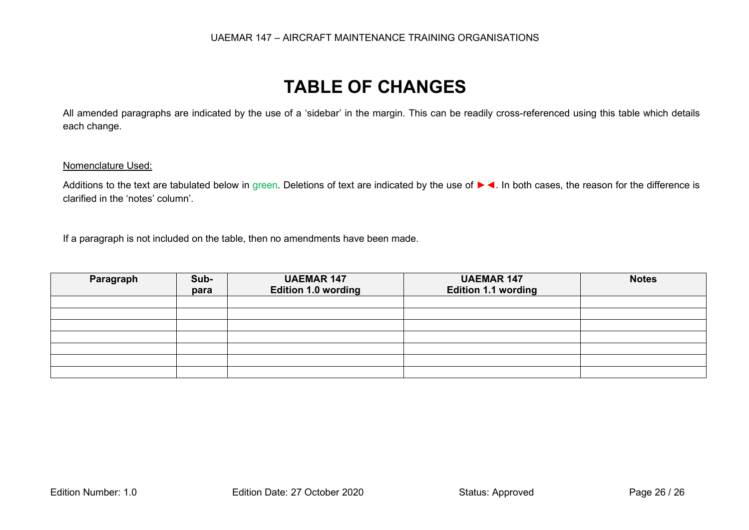# TABLE OF CHANGES

All amended paragraphs are indicated by the use of a 'sidebar' in the margin. This can be readily cross-referenced using this table which details each change.

<u>Nomenclature Used:</u>

Additions to the text are tabulated below in green. Deletions of text are indicated by the use of ►◄. In both cases, the reason for the difference is clarified in the 'notes' column'.

If a paragraph is not included on the table, then no amendments have been made.

| Paragraph | Sub-para | UAEMAR 147 Edition 1.0 wording | UAEMAR 147 Edition 1.1 wording | Notes |
|---|---|---|---|---|
| | | | | |
| | | | | |
| | | | | |
| | | | | |
| | | | | |
| | | | | |
| | | | | |